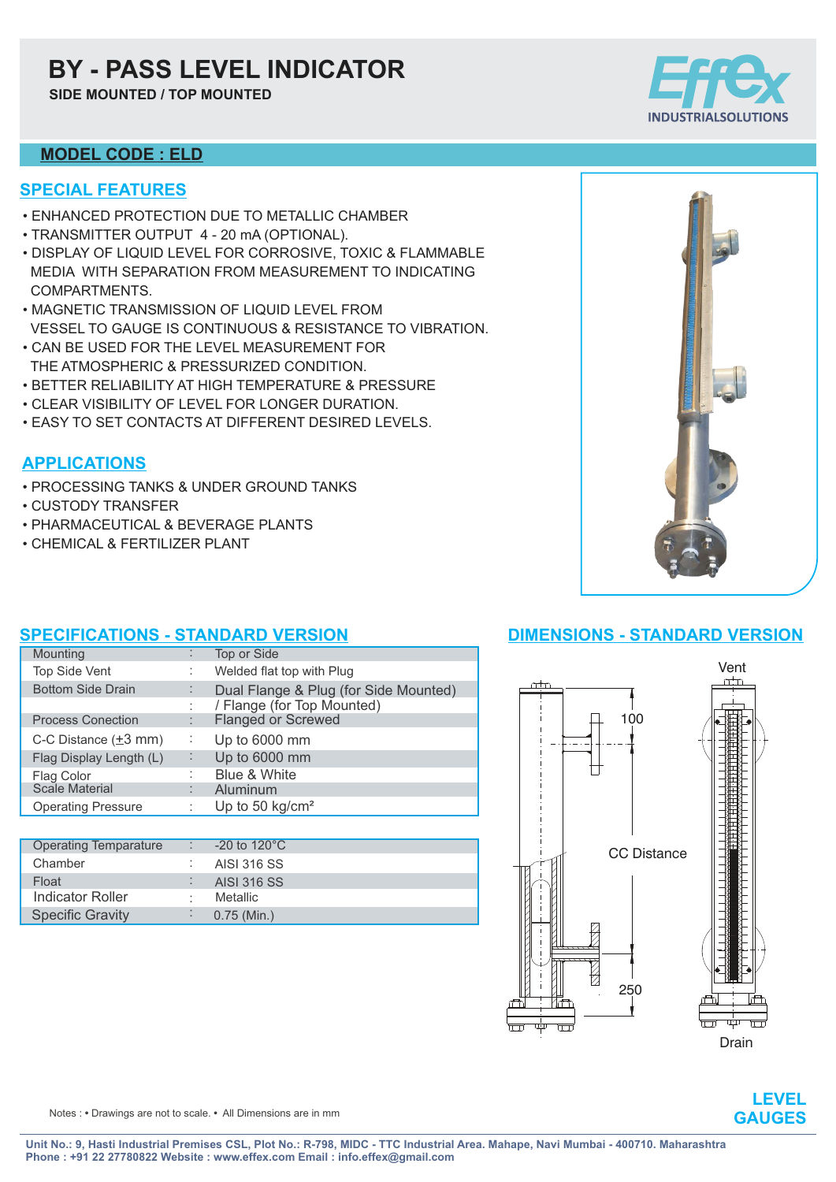# BY - PASS LEVEL INDICATOR

**SIDE MOUNTED / TOP MOUNTED**

Effex INDUSTRIALSOLUTIONS

## MODEL CODE : ELD

## SPECIAL FEATURES

- ENHANCED PROTECTION DUE TO METALLIC CHAMBER
- TRANSMITTER OUTPUT 4 - 20 mA (OPTIONAL).
- DISPLAY OF LIQUID LEVEL FOR CORROSIVE, TOXIC & FLAMMABLE MEDIA WITH SEPARATION FROM MEASUREMENT TO INDICATING COMPARTMENTS.
- MAGNETIC TRANSMISSION OF LIQUID LEVEL FROM VESSEL TO GAUGE IS CONTINUOUS & RESISTANCE TO VIBRATION.
- CAN BE USED FOR THE LEVEL MEASUREMENT FOR THE ATMOSPHERIC & PRESSURIZED CONDITION.
- BETTER RELIABILITY AT HIGH TEMPERATURE & PRESSURE
- CLEAR VISIBILITY OF LEVEL FOR LONGER DURATION.
- EASY TO SET CONTACTS AT DIFFERENT DESIRED LEVELS.

## APPLICATIONS

- PROCESSING TANKS & UNDER GROUND TANKS
- CUSTODY TRANSFER
- PHARMACEUTICAL & BEVERAGE PLANTS
- CHEMICAL & FERTILIZER PLANT

## SPECIFICATIONS - STANDARD VERSION

| Parameter | | Value |
|---|---|---|
| Mounting | : | Top or Side |
| Top Side Vent | : | Welded flat top with Plug |
| Bottom Side Drain | : | Dual Flange & Plug (for Side Mounted) / Flange (for Top Mounted) |
| Process Conection | : | Flanged or Screwed |
| C-C Distance (±3 mm) | : | Up to 6000 mm |
| Flag Display Length (L) | : | Up to 6000 mm |
| Flag Color | : | Blue & White |
| Scale Material | : | Aluminum |
| Operating Pressure | : | Up to 50 kg/cm² |

| Parameter | | Value |
|---|---|---|
| Operating Temparature | : | -20 to 120°C |
| Chamber | : | AISI 316 SS |
| Float | : | AISI 316 SS |
| Indicator Roller | : | Metallic |
| Specific Gravity | : | 0.75 (Min.) |

## DIMENSIONS - STANDARD VERSION

Vent

100

CC Distance

250

Drain

Notes : • Drawings are not to scale. • All Dimensions are in mm

**LEVEL GAUGES**

Unit No.: 9, Hasti Industrial Premises CSL, Plot No.: R-798, MIDC - TTC Industrial Area. Mahape, Navi Mumbai - 400710. Maharashtra
Phone : +91 22 27780822 Website : www.effex.com Email : info.effex@gmail.com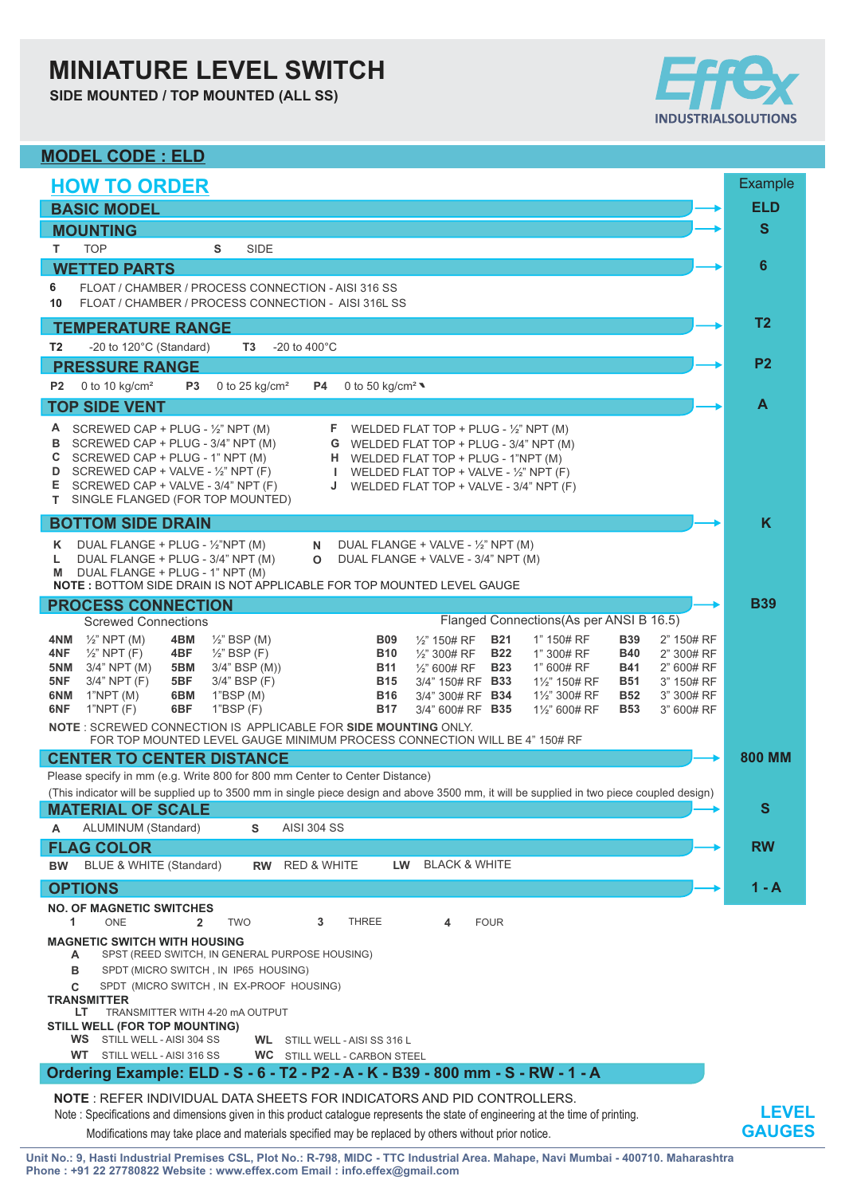# MINIATURE LEVEL SWITCH

**SIDE MOUNTED / TOP MOUNTED (ALL SS)**

Effex INDUSTRIALSOLUTIONS

## MODEL CODE : ELD

## HOW TO ORDER

Example

### BASIC MODEL → ELD

### MOUNTING → S

**T** TOP **S** SIDE

### WETTED PARTS → 6

**6** FLOAT / CHAMBER / PROCESS CONNECTION - AISI 316 SS
**10** FLOAT / CHAMBER / PROCESS CONNECTION - AISI 316L SS

### TEMPERATURE RANGE → T2

**T2** -20 to 120°C (Standard) **T3** -20 to 400°C

### PRESSURE RANGE → P2

**P2** 0 to 10 kg/cm² **P3** 0 to 25 kg/cm² **P4** 0 to 50 kg/cm²

### TOP SIDE VENT → A

**A** SCREWED CAP + PLUG - ½" NPT (M)
**B** SCREWED CAP + PLUG - 3/4" NPT (M)
**C** SCREWED CAP + PLUG - 1" NPT (M)
**D** SCREWED CAP + VALVE - ½" NPT (F)
**E** SCREWED CAP + VALVE - 3/4" NPT (F)
**T** SINGLE FLANGED (FOR TOP MOUNTED)
**F** WELDED FLAT TOP + PLUG - ½" NPT (M)
**G** WELDED FLAT TOP + PLUG - 3/4" NPT (M)
**H** WELDED FLAT TOP + PLUG - 1"NPT (M)
**I** WELDED FLAT TOP + VALVE - ½" NPT (F)
**J** WELDED FLAT TOP + VALVE - 3/4" NPT (F)

### BOTTOM SIDE DRAIN → K

**K** DUAL FLANGE + PLUG - ½"NPT (M)
**L** DUAL FLANGE + PLUG - 3/4" NPT (M)
**M** DUAL FLANGE + PLUG - 1" NPT (M)
**N** DUAL FLANGE + VALVE - ½" NPT (M)
**O** DUAL FLANGE + VALVE - 3/4" NPT (M)

**NOTE :** BOTTOM SIDE DRAIN IS NOT APPLICABLE FOR TOP MOUNTED LEVEL GAUGE

### PROCESS CONNECTION → B39

Screwed Connections

| | | | |
|---|---|---|---|
| **4NM** | ½" NPT (M) | **4BM** | ½" BSP (M) |
| **4NF** | ½" NPT (F) | **4BF** | ½" BSP (F) |
| **5NM** | 3/4" NPT (M) | **5BM** | 3/4" BSP (M)) |
| **5NF** | 3/4" NPT (F) | **5BF** | 3/4" BSP (F) |
| **6NM** | 1"NPT (M) | **6BM** | 1"BSP (M) |
| **6NF** | 1"NPT (F) | **6BF** | 1"BSP (F) |

Flanged Connections(As per ANSI B 16.5)

| | | | | | |
|---|---|---|---|---|---|
| **B09** | ½" 150# RF | **B21** | 1" 150# RF | **B39** | 2" 150# RF |
| **B10** | ½" 300# RF | **B22** | 1" 300# RF | **B40** | 2" 300# RF |
| **B11** | ½" 600# RF | **B23** | 1" 600# RF | **B41** | 2" 600# RF |
| **B15** | 3/4" 150# RF | **B33** | 1½" 150# RF | **B51** | 3" 150# RF |
| **B16** | 3/4" 300# RF | **B34** | 1½" 300# RF | **B52** | 3" 300# RF |
| **B17** | 3/4" 600# RF | **B35** | 1½" 600# RF | **B53** | 3" 600# RF |

**NOTE :** SCREWED CONNECTION IS APPLICABLE FOR **SIDE MOUNTING** ONLY.
FOR TOP MOUNTED LEVEL GAUGE MINIMUM PROCESS CONNECTION WILL BE 4" 150# RF

### CENTER TO CENTER DISTANCE → 800 MM

Please specify in mm (e.g. Write 800 for 800 mm Center to Center Distance)
(This indicator will be supplied up to 3500 mm in single piece design and above 3500 mm, it will be supplied in two piece coupled design)

### MATERIAL OF SCALE → S

**A** ALUMINUM (Standard) **S** AISI 304 SS

### FLAG COLOR → RW

**BW** BLUE & WHITE (Standard) **RW** RED & WHITE **LW** BLACK & WHITE

### OPTIONS → 1 - A

**NO. OF MAGNETIC SWITCHES**
**1** ONE **2** TWO **3** THREE **4** FOUR

**MAGNETIC SWITCH WITH HOUSING**
**A** SPST (REED SWITCH, IN GENERAL PURPOSE HOUSING)
**B** SPDT (MICRO SWITCH , IN IP65 HOUSING)
**C** SPDT (MICRO SWITCH , IN EX-PROOF HOUSING)

**TRANSMITTER**
**LT** TRANSMITTER WITH 4-20 mA OUTPUT

**STILL WELL (FOR TOP MOUNTING)**
**WS** STILL WELL - AISI 304 SS **WL** STILL WELL - AISI SS 316 L
**WT** STILL WELL - AISI 316 SS **WC** STILL WELL - CARBON STEEL

**Ordering Example: ELD - S - 6 - T2 - P2 - A - K - B39 - 800 mm - S - RW - 1 - A**

**NOTE** : REFER INDIVIDUAL DATA SHEETS FOR INDICATORS AND PID CONTROLLERS.
Note : Specifications and dimensions given in this product catalogue represents the state of engineering at the time of printing. Modifications may take place and materials specified may be replaced by others without prior notice.

**LEVEL GAUGES**

Unit No.: 9, Hasti Industrial Premises CSL, Plot No.: R-798, MIDC - TTC Industrial Area. Mahape, Navi Mumbai - 400710. Maharashtra
Phone : +91 22 27780822 Website : www.effex.com Email : info.effex@gmail.com